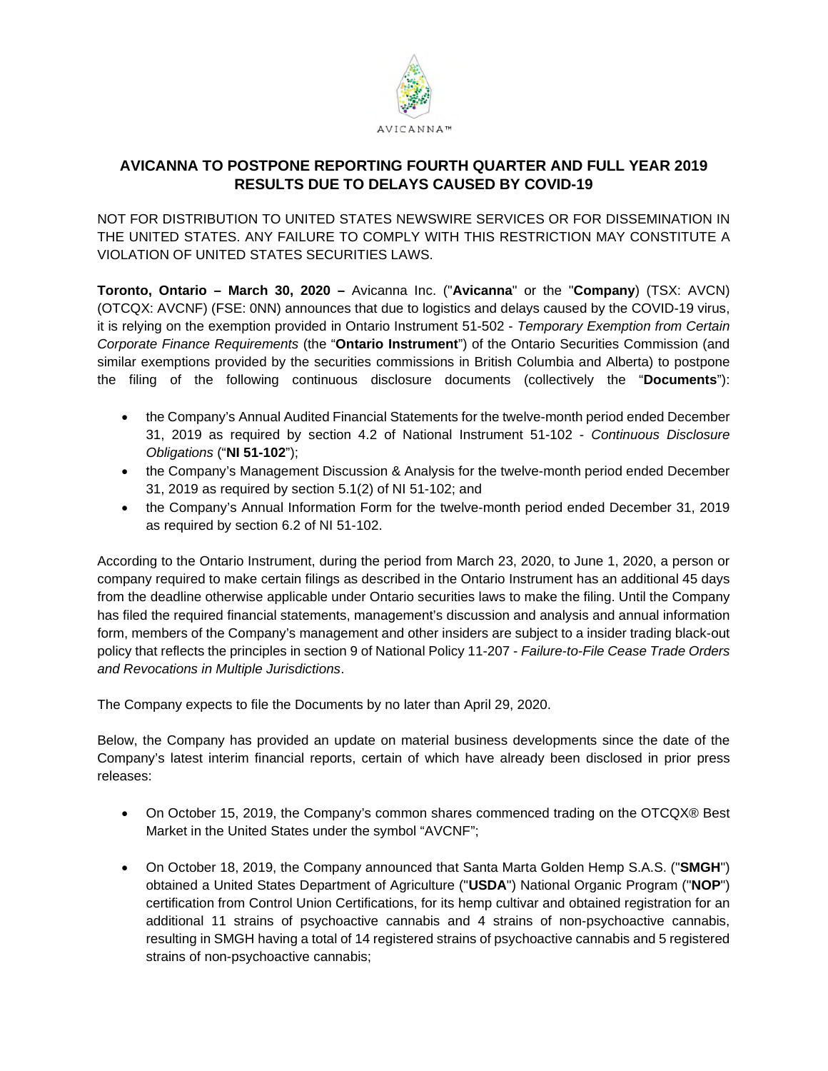AVICANNA™

# AVICANNA TO POSTPONE REPORTING FOURTH QUARTER AND FULL YEAR 2019 RESULTS DUE TO DELAYS CAUSED BY COVID-19

NOT FOR DISTRIBUTION TO UNITED STATES NEWSWIRE SERVICES OR FOR DISSEMINATION IN THE UNITED STATES. ANY FAILURE TO COMPLY WITH THIS RESTRICTION MAY CONSTITUTE A VIOLATION OF UNITED STATES SECURITIES LAWS.

**Toronto, Ontario – March 30, 2020 –** Avicanna Inc. ("**Avicanna**" or the "**Company**) (TSX: AVCN) (OTCQX: AVCNF) (FSE: 0NN) announces that due to logistics and delays caused by the COVID-19 virus, it is relying on the exemption provided in Ontario Instrument 51-502 - *Temporary Exemption from Certain Corporate Finance Requirements* (the "**Ontario Instrument**") of the Ontario Securities Commission (and similar exemptions provided by the securities commissions in British Columbia and Alberta) to postpone the filing of the following continuous disclosure documents (collectively the "**Documents**"):

- the Company's Annual Audited Financial Statements for the twelve-month period ended December 31, 2019 as required by section 4.2 of National Instrument 51-102 - *Continuous Disclosure Obligations* ("**NI 51-102**");
- the Company's Management Discussion & Analysis for the twelve-month period ended December 31, 2019 as required by section 5.1(2) of NI 51-102; and
- the Company's Annual Information Form for the twelve-month period ended December 31, 2019 as required by section 6.2 of NI 51-102.

According to the Ontario Instrument, during the period from March 23, 2020, to June 1, 2020, a person or company required to make certain filings as described in the Ontario Instrument has an additional 45 days from the deadline otherwise applicable under Ontario securities laws to make the filing. Until the Company has filed the required financial statements, management's discussion and analysis and annual information form, members of the Company's management and other insiders are subject to a insider trading black-out policy that reflects the principles in section 9 of National Policy 11-207 - *Failure-to-File Cease Trade Orders and Revocations in Multiple Jurisdictions*.

The Company expects to file the Documents by no later than April 29, 2020.

Below, the Company has provided an update on material business developments since the date of the Company's latest interim financial reports, certain of which have already been disclosed in prior press releases:

- On October 15, 2019, the Company's common shares commenced trading on the OTCQX® Best Market in the United States under the symbol "AVCNF";
- On October 18, 2019, the Company announced that Santa Marta Golden Hemp S.A.S. ("**SMGH**") obtained a United States Department of Agriculture ("**USDA**") National Organic Program ("**NOP**") certification from Control Union Certifications, for its hemp cultivar and obtained registration for an additional 11 strains of psychoactive cannabis and 4 strains of non-psychoactive cannabis, resulting in SMGH having a total of 14 registered strains of psychoactive cannabis and 5 registered strains of non-psychoactive cannabis;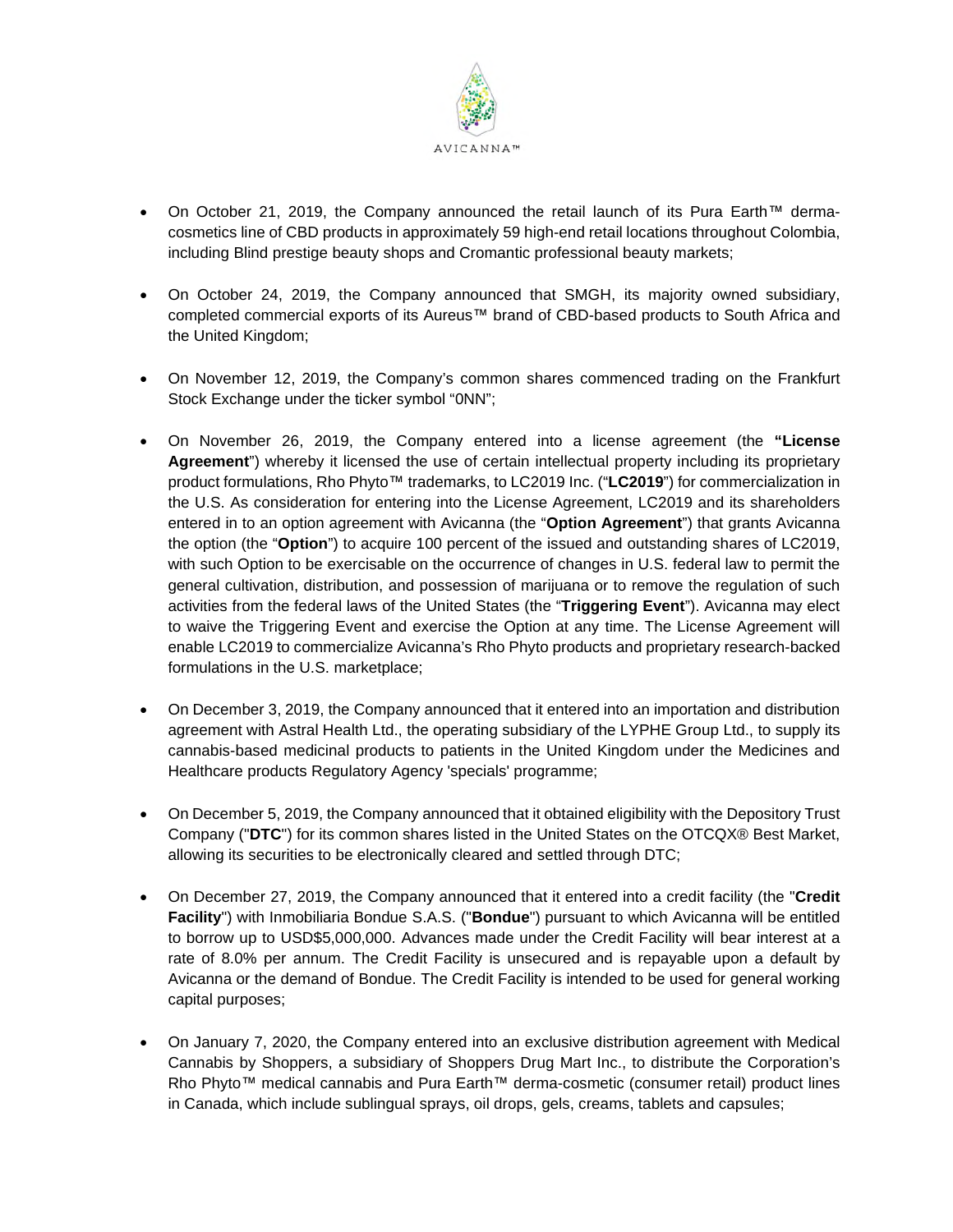- On October 21, 2019, the Company announced the retail launch of its Pura Earth™ derma-cosmetics line of CBD products in approximately 59 high-end retail locations throughout Colombia, including Blind prestige beauty shops and Cromantic professional beauty markets;

- On October 24, 2019, the Company announced that SMGH, its majority owned subsidiary, completed commercial exports of its Aureus™ brand of CBD-based products to South Africa and the United Kingdom;

- On November 12, 2019, the Company's common shares commenced trading on the Frankfurt Stock Exchange under the ticker symbol "0NN";

- On November 26, 2019, the Company entered into a license agreement (the **"License Agreement"**) whereby it licensed the use of certain intellectual property including its proprietary product formulations, Rho Phyto™ trademarks, to LC2019 Inc. ("**LC2019**") for commercialization in the U.S. As consideration for entering into the License Agreement, LC2019 and its shareholders entered in to an option agreement with Avicanna (the "**Option Agreement**") that grants Avicanna the option (the "**Option**") to acquire 100 percent of the issued and outstanding shares of LC2019, with such Option to be exercisable on the occurrence of changes in U.S. federal law to permit the general cultivation, distribution, and possession of marijuana or to remove the regulation of such activities from the federal laws of the United States (the "**Triggering Event**"). Avicanna may elect to waive the Triggering Event and exercise the Option at any time. The License Agreement will enable LC2019 to commercialize Avicanna's Rho Phyto products and proprietary research-backed formulations in the U.S. marketplace;

- On December 3, 2019, the Company announced that it entered into an importation and distribution agreement with Astral Health Ltd., the operating subsidiary of the LYPHE Group Ltd., to supply its cannabis-based medicinal products to patients in the United Kingdom under the Medicines and Healthcare products Regulatory Agency 'specials' programme;

- On December 5, 2019, the Company announced that it obtained eligibility with the Depository Trust Company ("**DTC**") for its common shares listed in the United States on the OTCQX® Best Market, allowing its securities to be electronically cleared and settled through DTC;

- On December 27, 2019, the Company announced that it entered into a credit facility (the "**Credit Facility**") with Inmobiliaria Bondue S.A.S. ("**Bondue**") pursuant to which Avicanna will be entitled to borrow up to USD$5,000,000. Advances made under the Credit Facility will bear interest at a rate of 8.0% per annum. The Credit Facility is unsecured and is repayable upon a default by Avicanna or the demand of Bondue. The Credit Facility is intended to be used for general working capital purposes;

- On January 7, 2020, the Company entered into an exclusive distribution agreement with Medical Cannabis by Shoppers, a subsidiary of Shoppers Drug Mart Inc., to distribute the Corporation's Rho Phyto™ medical cannabis and Pura Earth™ derma-cosmetic (consumer retail) product lines in Canada, which include sublingual sprays, oil drops, gels, creams, tablets and capsules;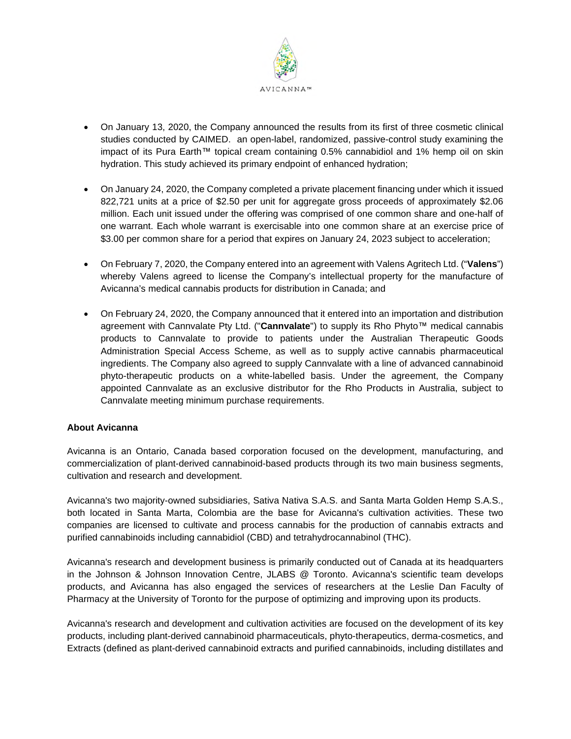- On January 13, 2020, the Company announced the results from its first of three cosmetic clinical studies conducted by CAIMED. an open-label, randomized, passive-control study examining the impact of its Pura Earth™ topical cream containing 0.5% cannabidiol and 1% hemp oil on skin hydration. This study achieved its primary endpoint of enhanced hydration;

- On January 24, 2020, the Company completed a private placement financing under which it issued 822,721 units at a price of $2.50 per unit for aggregate gross proceeds of approximately $2.06 million. Each unit issued under the offering was comprised of one common share and one-half of one warrant. Each whole warrant is exercisable into one common share at an exercise price of $3.00 per common share for a period that expires on January 24, 2023 subject to acceleration;

- On February 7, 2020, the Company entered into an agreement with Valens Agritech Ltd. ("**Valens**") whereby Valens agreed to license the Company's intellectual property for the manufacture of Avicanna's medical cannabis products for distribution in Canada; and

- On February 24, 2020, the Company announced that it entered into an importation and distribution agreement with Cannvalate Pty Ltd. ("**Cannvalate**") to supply its Rho Phyto™ medical cannabis products to Cannvalate to provide to patients under the Australian Therapeutic Goods Administration Special Access Scheme, as well as to supply active cannabis pharmaceutical ingredients. The Company also agreed to supply Cannvalate with a line of advanced cannabinoid phyto-therapeutic products on a white-labelled basis. Under the agreement, the Company appointed Cannvalate as an exclusive distributor for the Rho Products in Australia, subject to Cannvalate meeting minimum purchase requirements.

**About Avicanna**

Avicanna is an Ontario, Canada based corporation focused on the development, manufacturing, and commercialization of plant-derived cannabinoid-based products through its two main business segments, cultivation and research and development.

Avicanna's two majority-owned subsidiaries, Sativa Nativa S.A.S. and Santa Marta Golden Hemp S.A.S., both located in Santa Marta, Colombia are the base for Avicanna's cultivation activities. These two companies are licensed to cultivate and process cannabis for the production of cannabis extracts and purified cannabinoids including cannabidiol (CBD) and tetrahydrocannabinol (THC).

Avicanna's research and development business is primarily conducted out of Canada at its headquarters in the Johnson & Johnson Innovation Centre, JLABS @ Toronto. Avicanna's scientific team develops products, and Avicanna has also engaged the services of researchers at the Leslie Dan Faculty of Pharmacy at the University of Toronto for the purpose of optimizing and improving upon its products.

Avicanna's research and development and cultivation activities are focused on the development of its key products, including plant-derived cannabinoid pharmaceuticals, phyto-therapeutics, derma-cosmetics, and Extracts (defined as plant-derived cannabinoid extracts and purified cannabinoids, including distillates and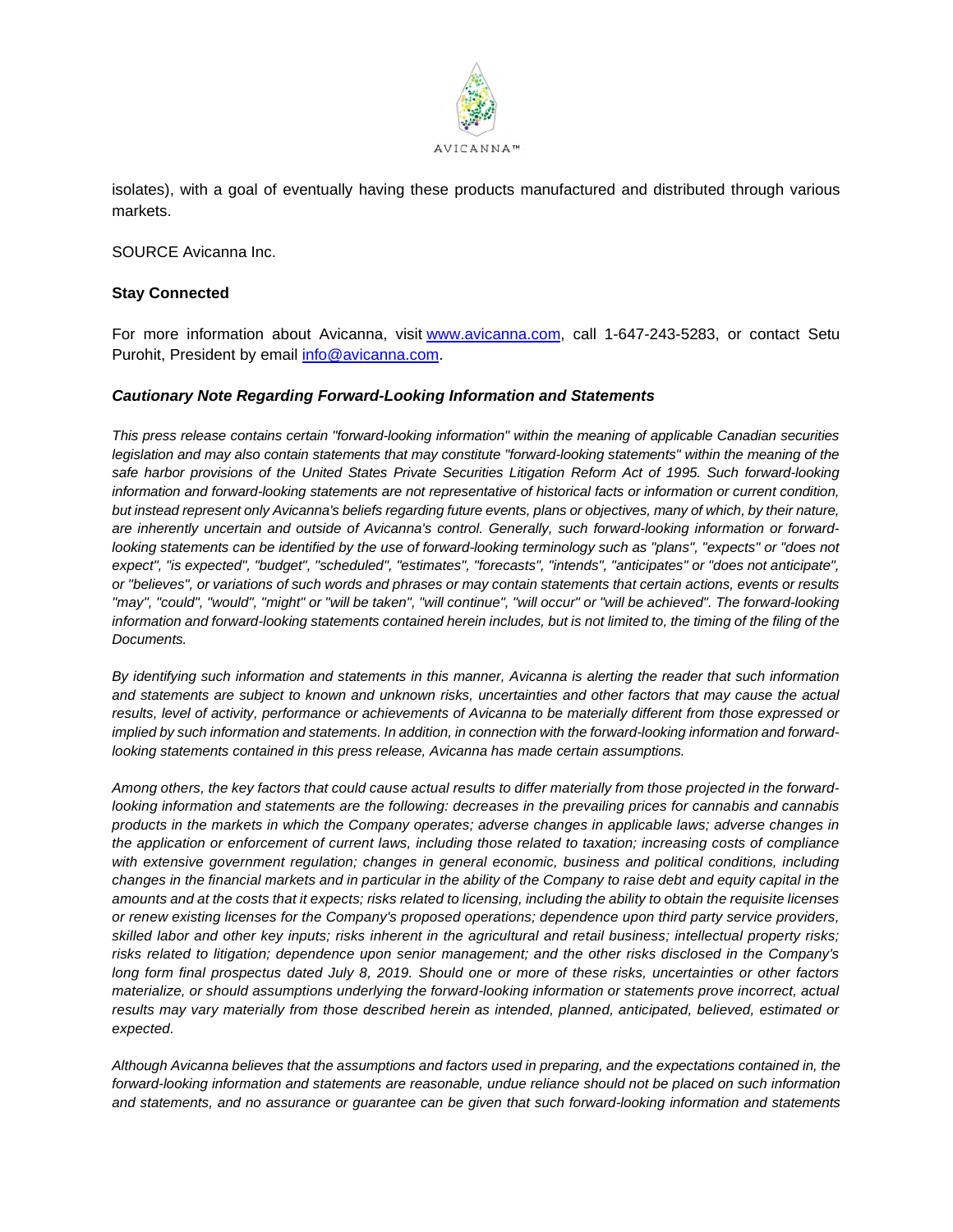isolates), with a goal of eventually having these products manufactured and distributed through various markets.

SOURCE Avicanna Inc.

**Stay Connected**

For more information about Avicanna, visit [www.avicanna.com](http://www.avicanna.com), call 1-647-243-5283, or contact Setu Purohit, President by email [info@avicanna.com](mailto:info@avicanna.com).

***Cautionary Note Regarding Forward-Looking Information and Statements***

*This press release contains certain "forward-looking information" within the meaning of applicable Canadian securities legislation and may also contain statements that may constitute "forward-looking statements" within the meaning of the safe harbor provisions of the United States Private Securities Litigation Reform Act of 1995. Such forward-looking information and forward-looking statements are not representative of historical facts or information or current condition, but instead represent only Avicanna's beliefs regarding future events, plans or objectives, many of which, by their nature, are inherently uncertain and outside of Avicanna's control. Generally, such forward-looking information or forward-looking statements can be identified by the use of forward-looking terminology such as "plans", "expects" or "does not expect", "is expected", "budget", "scheduled", "estimates", "forecasts", "intends", "anticipates" or "does not anticipate", or "believes", or variations of such words and phrases or may contain statements that certain actions, events or results "may", "could", "would", "might" or "will be taken", "will continue", "will occur" or "will be achieved". The forward-looking information and forward-looking statements contained herein includes, but is not limited to, the timing of the filing of the Documents.*

*By identifying such information and statements in this manner, Avicanna is alerting the reader that such information and statements are subject to known and unknown risks, uncertainties and other factors that may cause the actual results, level of activity, performance or achievements of Avicanna to be materially different from those expressed or implied by such information and statements. In addition, in connection with the forward-looking information and forward-looking statements contained in this press release, Avicanna has made certain assumptions.*

*Among others, the key factors that could cause actual results to differ materially from those projected in the forward-looking information and statements are the following: decreases in the prevailing prices for cannabis and cannabis products in the markets in which the Company operates; adverse changes in applicable laws; adverse changes in the application or enforcement of current laws, including those related to taxation; increasing costs of compliance with extensive government regulation; changes in general economic, business and political conditions, including changes in the financial markets and in particular in the ability of the Company to raise debt and equity capital in the amounts and at the costs that it expects; risks related to licensing, including the ability to obtain the requisite licenses or renew existing licenses for the Company's proposed operations; dependence upon third party service providers, skilled labor and other key inputs; risks inherent in the agricultural and retail business; intellectual property risks; risks related to litigation; dependence upon senior management; and the other risks disclosed in the Company's long form final prospectus dated July 8, 2019. Should one or more of these risks, uncertainties or other factors materialize, or should assumptions underlying the forward-looking information or statements prove incorrect, actual results may vary materially from those described herein as intended, planned, anticipated, believed, estimated or expected.*

*Although Avicanna believes that the assumptions and factors used in preparing, and the expectations contained in, the forward-looking information and statements are reasonable, undue reliance should not be placed on such information and statements, and no assurance or guarantee can be given that such forward-looking information and statements*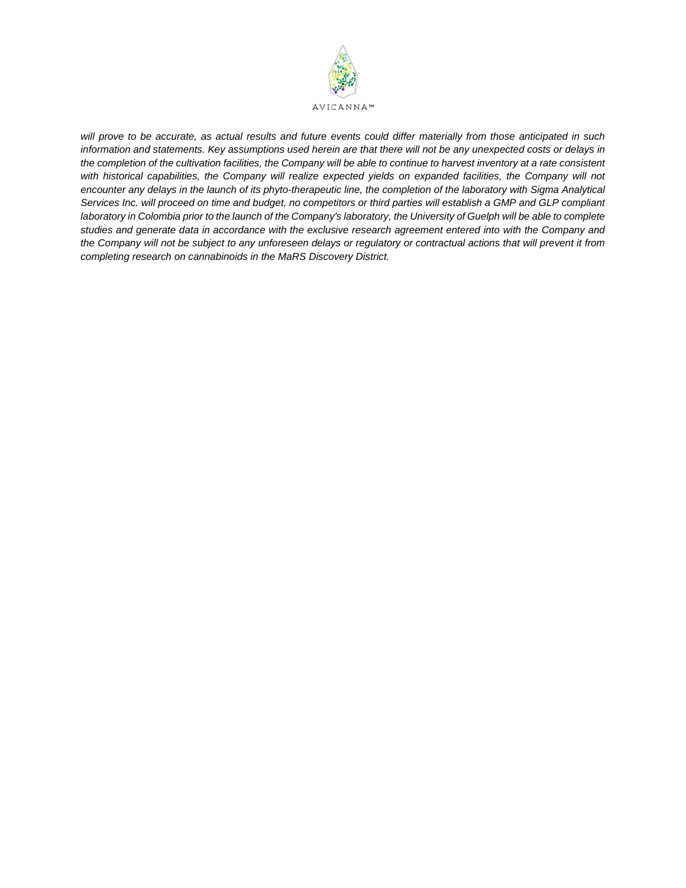*will prove to be accurate, as actual results and future events could differ materially from those anticipated in such information and statements. Key assumptions used herein are that there will not be any unexpected costs or delays in the completion of the cultivation facilities, the Company will be able to continue to harvest inventory at a rate consistent with historical capabilities, the Company will realize expected yields on expanded facilities, the Company will not encounter any delays in the launch of its phyto-therapeutic line, the completion of the laboratory with Sigma Analytical Services Inc. will proceed on time and budget, no competitors or third parties will establish a GMP and GLP compliant laboratory in Colombia prior to the launch of the Company's laboratory, the University of Guelph will be able to complete studies and generate data in accordance with the exclusive research agreement entered into with the Company and the Company will not be subject to any unforeseen delays or regulatory or contractual actions that will prevent it from completing research on cannabinoids in the MaRS Discovery District.*